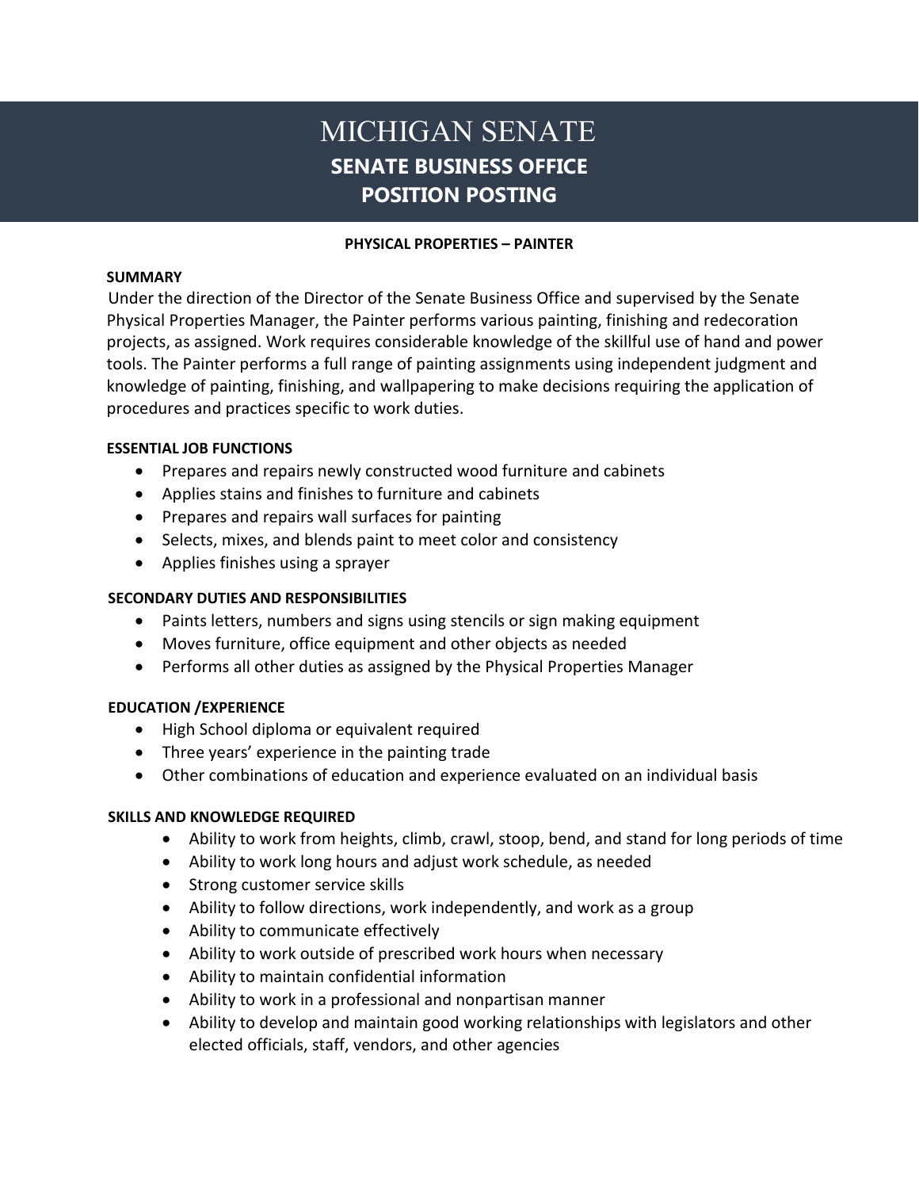# MICHIGAN SENATE

## SENATE BUSINESS OFFICE

## POSITION POSTING

**PHYSICAL PROPERTIES – PAINTER**

**SUMMARY**

Under the direction of the Director of the Senate Business Office and supervised by the Senate Physical Properties Manager, the Painter performs various painting, finishing and redecoration projects, as assigned. Work requires considerable knowledge of the skillful use of hand and power tools. The Painter performs a full range of painting assignments using independent judgment and knowledge of painting, finishing, and wallpapering to make decisions requiring the application of procedures and practices specific to work duties.

**ESSENTIAL JOB FUNCTIONS**

- Prepares and repairs newly constructed wood furniture and cabinets
- Applies stains and finishes to furniture and cabinets
- Prepares and repairs wall surfaces for painting
- Selects, mixes, and blends paint to meet color and consistency
- Applies finishes using a sprayer

**SECONDARY DUTIES AND RESPONSIBILITIES**

- Paints letters, numbers and signs using stencils or sign making equipment
- Moves furniture, office equipment and other objects as needed
- Performs all other duties as assigned by the Physical Properties Manager

**EDUCATION /EXPERIENCE**

- High School diploma or equivalent required
- Three years' experience in the painting trade
- Other combinations of education and experience evaluated on an individual basis

**SKILLS AND KNOWLEDGE REQUIRED**

- Ability to work from heights, climb, crawl, stoop, bend, and stand for long periods of time
- Ability to work long hours and adjust work schedule, as needed
- Strong customer service skills
- Ability to follow directions, work independently, and work as a group
- Ability to communicate effectively
- Ability to work outside of prescribed work hours when necessary
- Ability to maintain confidential information
- Ability to work in a professional and nonpartisan manner
- Ability to develop and maintain good working relationships with legislators and other elected officials, staff, vendors, and other agencies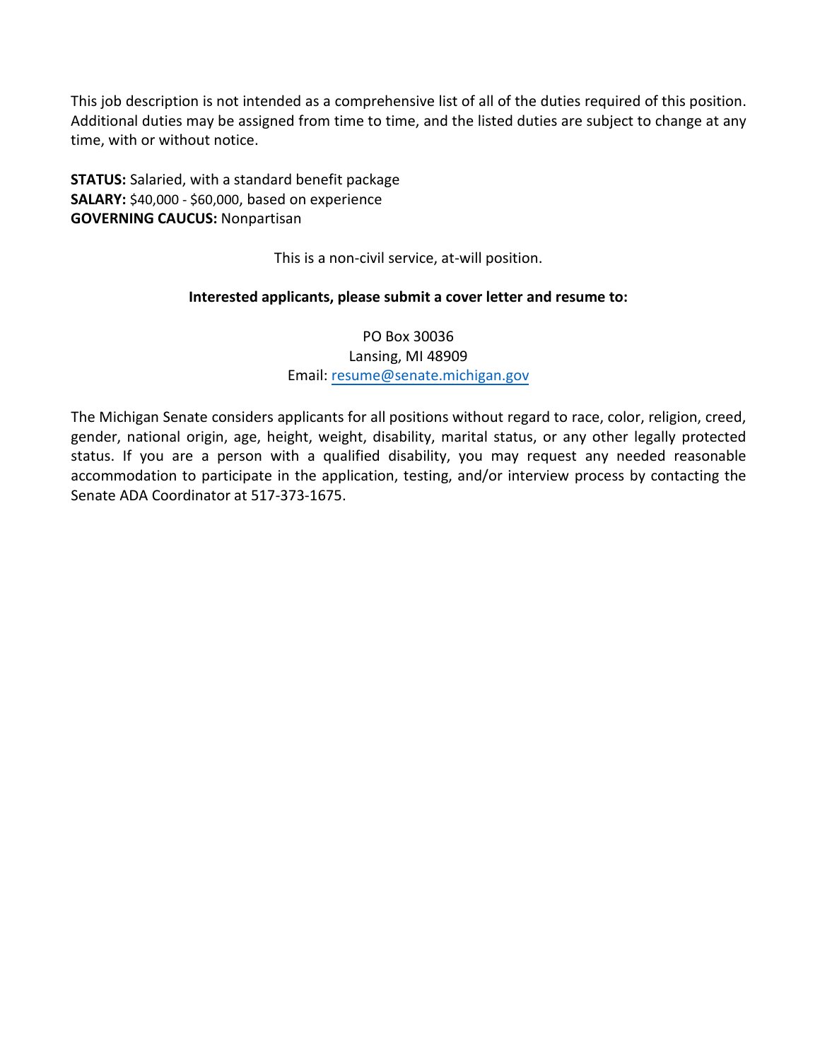This job description is not intended as a comprehensive list of all of the duties required of this position. Additional duties may be assigned from time to time, and the listed duties are subject to change at any time, with or without notice.

**STATUS:** Salaried, with a standard benefit package
**SALARY:** $40,000 - $60,000, based on experience
**GOVERNING CAUCUS:** Nonpartisan

This is a non-civil service, at-will position.

**Interested applicants, please submit a cover letter and resume to:**

PO Box 30036
Lansing, MI 48909
Email: resume@senate.michigan.gov

The Michigan Senate considers applicants for all positions without regard to race, color, religion, creed, gender, national origin, age, height, weight, disability, marital status, or any other legally protected status. If you are a person with a qualified disability, you may request any needed reasonable accommodation to participate in the application, testing, and/or interview process by contacting the Senate ADA Coordinator at 517-373-1675.